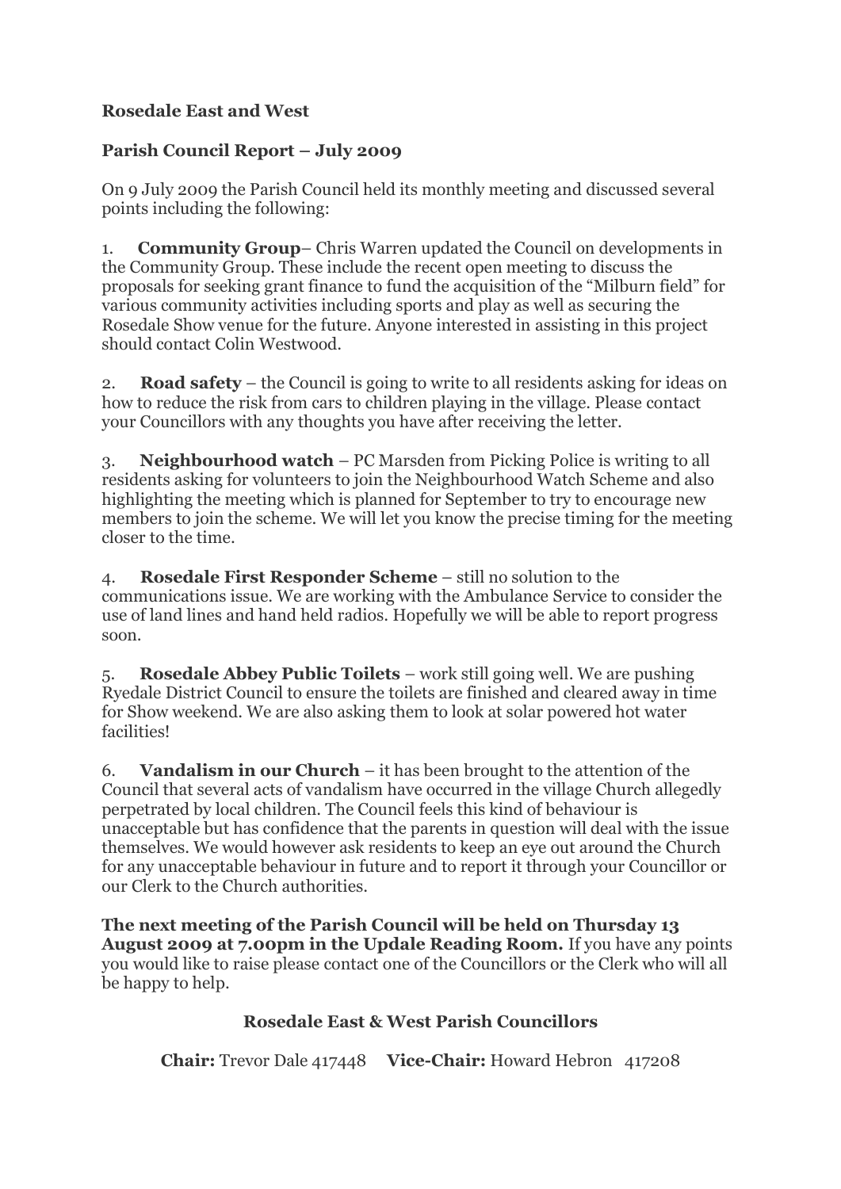**Rosedale East and West**

**Parish Council Report – July 2009**

On 9 July 2009 the Parish Council held its monthly meeting and discussed several points including the following:

1. **Community Group**– Chris Warren updated the Council on developments in the Community Group. These include the recent open meeting to discuss the proposals for seeking grant finance to fund the acquisition of the "Milburn field" for various community activities including sports and play as well as securing the Rosedale Show venue for the future. Anyone interested in assisting in this project should contact Colin Westwood.

2. **Road safety** – the Council is going to write to all residents asking for ideas on how to reduce the risk from cars to children playing in the village. Please contact your Councillors with any thoughts you have after receiving the letter.

3. **Neighbourhood watch** – PC Marsden from Picking Police is writing to all residents asking for volunteers to join the Neighbourhood Watch Scheme and also highlighting the meeting which is planned for September to try to encourage new members to join the scheme. We will let you know the precise timing for the meeting closer to the time.

4. **Rosedale First Responder Scheme** – still no solution to the communications issue. We are working with the Ambulance Service to consider the use of land lines and hand held radios. Hopefully we will be able to report progress soon.

5. **Rosedale Abbey Public Toilets** – work still going well. We are pushing Ryedale District Council to ensure the toilets are finished and cleared away in time for Show weekend. We are also asking them to look at solar powered hot water facilities!

6. **Vandalism in our Church** – it has been brought to the attention of the Council that several acts of vandalism have occurred in the village Church allegedly perpetrated by local children. The Council feels this kind of behaviour is unacceptable but has confidence that the parents in question will deal with the issue themselves. We would however ask residents to keep an eye out around the Church for any unacceptable behaviour in future and to report it through your Councillor or our Clerk to the Church authorities.

**The next meeting of the Parish Council will be held on Thursday 13 August 2009 at 7.00pm in the Updale Reading Room.** If you have any points you would like to raise please contact one of the Councillors or the Clerk who will all be happy to help.

**Rosedale East & West Parish Councillors**

**Chair:** Trevor Dale 417448 **Vice-Chair:** Howard Hebron 417208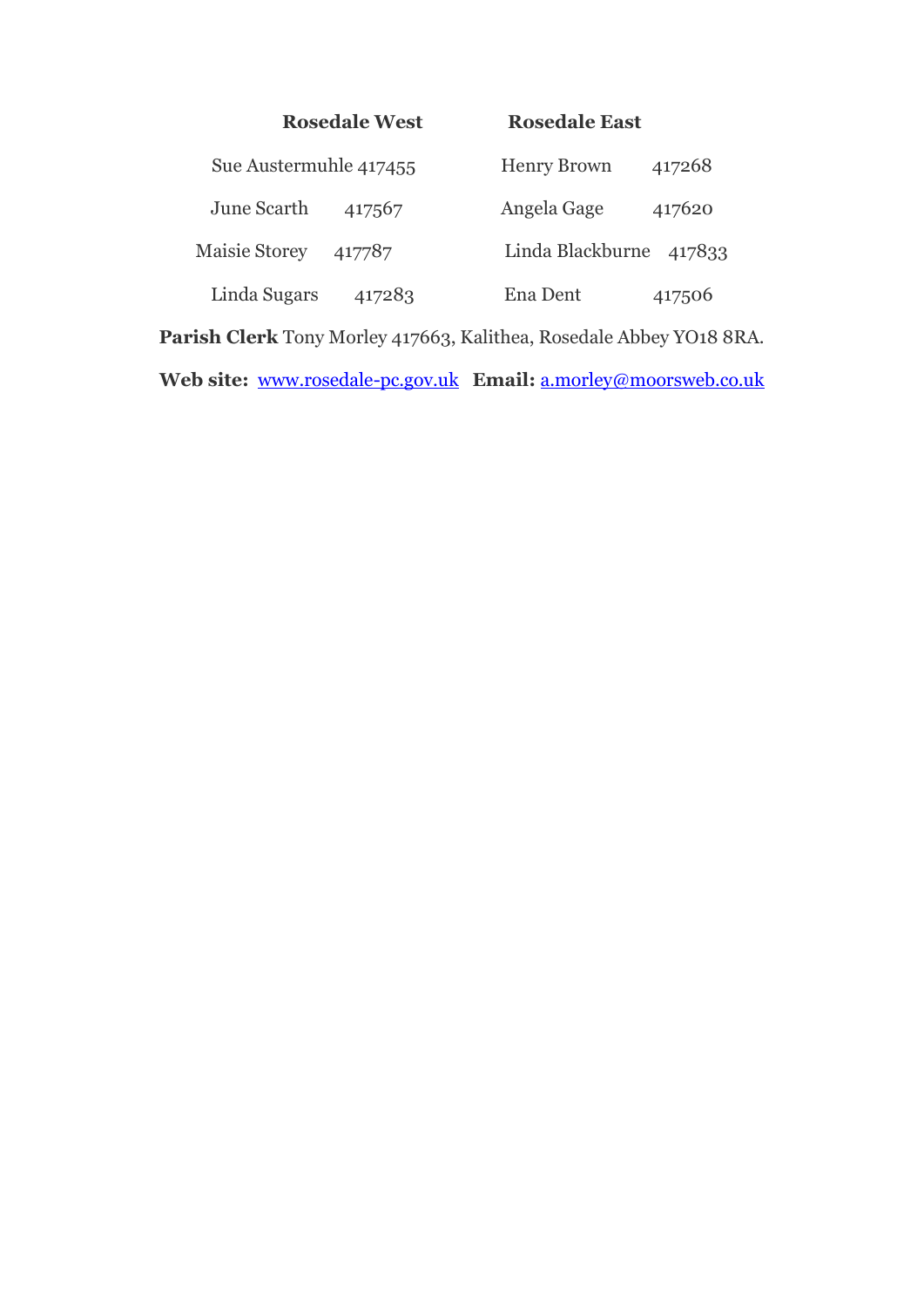| Rosedale West | | Rosedale East | |
| --- | --- | --- | --- |
| Sue Austermuhle | 417455 | Henry Brown | 417268 |
| June Scarth | 417567 | Angela Gage | 417620 |
| Maisie Storey | 417787 | Linda Blackburne | 417833 |
| Linda Sugars | 417283 | Ena Dent | 417506 |

**Parish Clerk** Tony Morley 417663, Kalithea, Rosedale Abbey YO18 8RA.

**Web site:** www.rosedale-pc.gov.uk **Email:** a.morley@moorsweb.co.uk